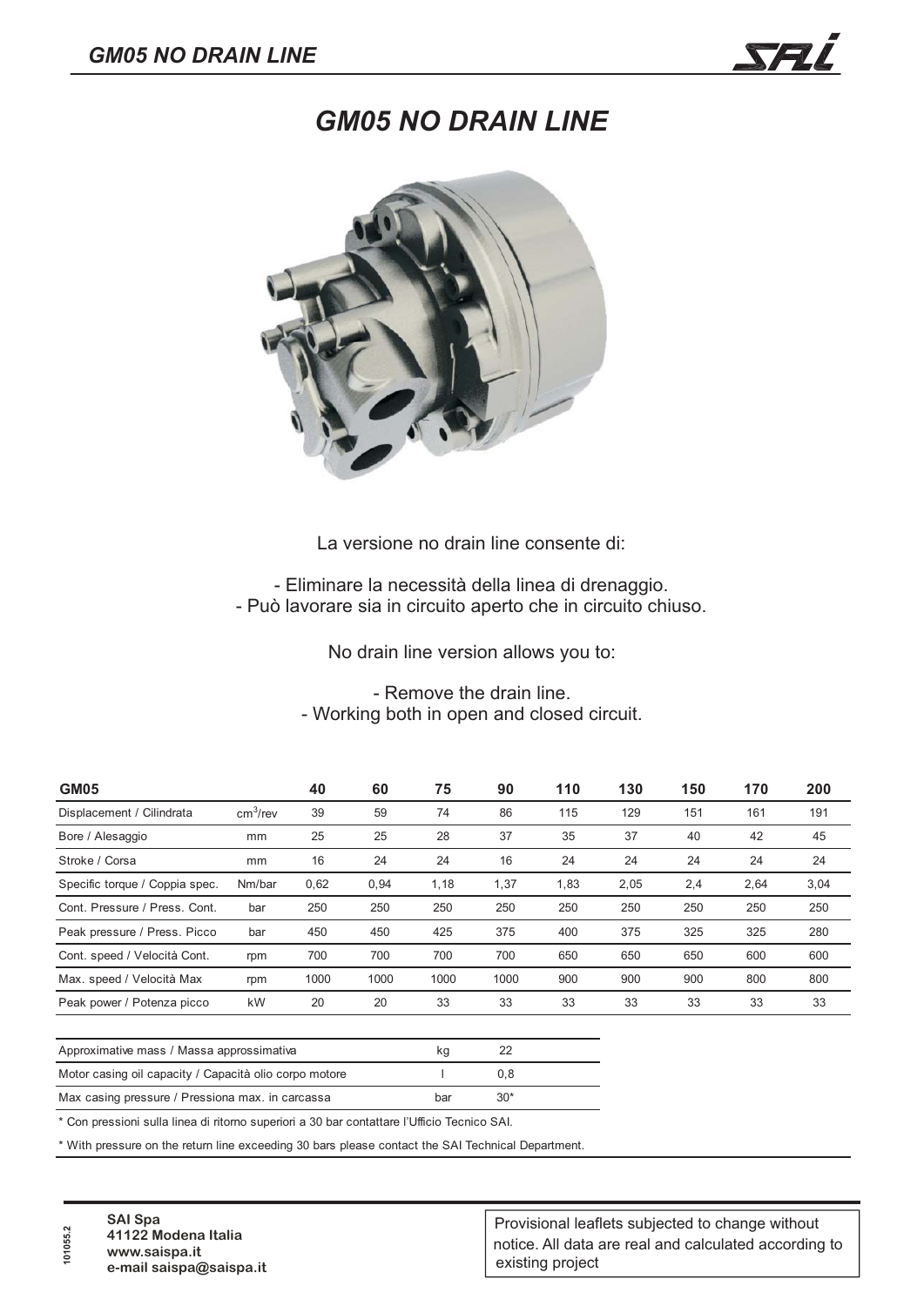# GM05 NO DRAIN LINE

La versione no drain line consente di:

- Eliminare la necessità della linea di drenaggio.
- Può lavorare sia in circuito aperto che in circuito chiuso.

No drain line version allows you to:

- Remove the drain line.
- Working both in open and closed circuit.

| GM05 | | 40 | 60 | 75 | 90 | 110 | 130 | 150 | 170 | 200 |
|---|---|---|---|---|---|---|---|---|---|---|
| Displacement / Cilindrata | $cm^3$/rev | 39 | 59 | 74 | 86 | 115 | 129 | 151 | 161 | 191 |
| Bore / Alesaggio | mm | 25 | 25 | 28 | 37 | 35 | 37 | 40 | 42 | 45 |
| Stroke / Corsa | mm | 16 | 24 | 24 | 16 | 24 | 24 | 24 | 24 | 24 |
| Specific torque / Coppia spec. | Nm/bar | 0,62 | 0,94 | 1,18 | 1,37 | 1,83 | 2,05 | 2,4 | 2,64 | 3,04 |
| Cont. Pressure / Press. Cont. | bar | 250 | 250 | 250 | 250 | 250 | 250 | 250 | 250 | 250 |
| Peak pressure / Press. Picco | bar | 450 | 450 | 425 | 375 | 400 | 375 | 325 | 325 | 280 |
| Cont. speed / Velocità Cont. | rpm | 700 | 700 | 700 | 700 | 650 | 650 | 650 | 600 | 600 |
| Max. speed / Velocità Max | rpm | 1000 | 1000 | 1000 | 1000 | 900 | 900 | 900 | 800 | 800 |
| Peak power / Potenza picco | kW | 20 | 20 | 33 | 33 | 33 | 33 | 33 | 33 | 33 |

| | | |
|---|---|---|
| Approximative mass / Massa approssimativa | kg | 22 |
| Motor casing oil capacity / Capacità olio corpo motore | l | 0,8 |
| Max casing pressure / Pressiona max. in carcassa | bar | 30* |

\* Con pressioni sulla linea di ritorno superiori a 30 bar contattare l'Ufficio Tecnico SAI.

\* With pressure on the return line exceeding 30 bars please contact the SAI Technical Department.

101055.2

**SAI Spa**
**41122 Modena Italia**
**www.saispa.it**
**e-mail saispa@saispa.it**

Provisional leaflets subjected to change without notice. All data are real and calculated according to existing project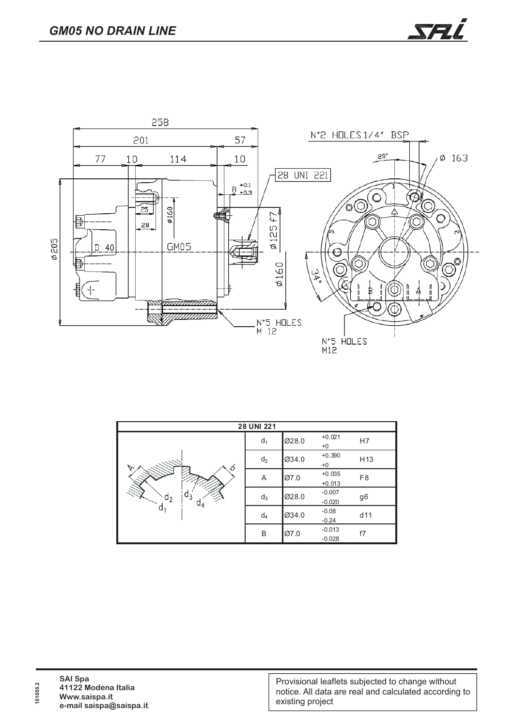# *GM05 NO DRAIN LINE*

258

201

57

77

10

114

10

N°2 HOLES 1/4" BSP

20°

Ø 163

28 UNI 221

8 +0.1 +0.3

25

ø160

28

ø125 f7

ø205

D 40

GM05

ø160

34°

N°5 HOLES M 12

N°5 HOLES M12

| 28 UNI 221 | | | | |
|---|---|---|---|---|
| | $d_1$ | Ø28.0 | +0.021 +0 | H7 |
| | $d_2$ | Ø34.0 | +0.390 +0 | H13 |
| | A | Ø7.0 | +0.035 +0.013 | F8 |
| | $d_3$ | Ø28.0 | -0.007 -0.020 | g6 |
| | $d_4$ | Ø34.0 | -0.08 -0.24 | d11 |
| | B | Ø7.0 | -0.013 -0.028 | f7 |

101055.2

**SAI Spa**
**41122 Modena Italia**
**Www.saispa.it**
**e-mail saispa@saispa.it**

Provisional leaflets subjected to change without notice. All data are real and calculated according to existing project